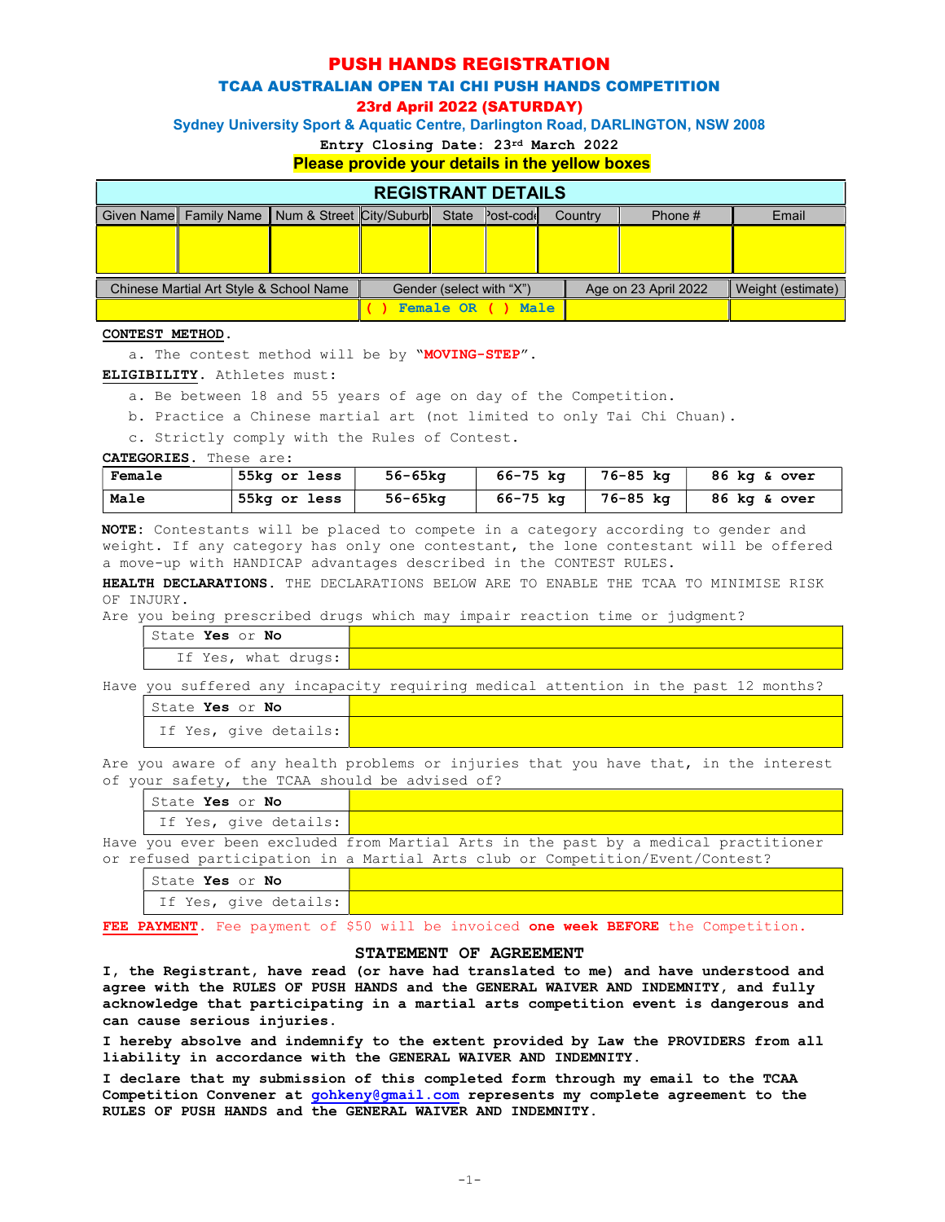# PUSH HANDS REGISTRATION

## TCAA AUSTRALIAN OPEN TAI CHI PUSH HANDS COMPETITION

### 23rd April 2022 (SATURDAY)

### Sydney University Sport & Aquatic Centre, Darlington Road, DARLINGTON, NSW 2008

**Entry Closing Date: 23rd March 2022**

**Please provide your details in the yellow boxes**

| REGISTRANT DETAILS | | | | | | | | |
|---|---|---|---|---|---|---|---|---|
| Given Name | Family Name | Num & Street | City/Suburb | State | Post-code | Country | Phone # | Email |
| | | | | | | | | |

| Chinese Martial Art Style & School Name | Gender (select with "X") | Age on 23 April 2022 | Weight (estimate) |
|---|---|---|---|
| | ( ) Female OR ( ) Male | | |

**CONTEST METHOD.**

a. The contest method will be by "**MOVING-STEP**".

**ELIGIBILITY.** Athletes must:

a. Be between 18 and 55 years of age on day of the Competition.

b. Practice a Chinese martial art (not limited to only Tai Chi Chuan).

c. Strictly comply with the Rules of Contest.

**CATEGORIES.** These are:

| **Female** | **55kg or less** | **56-65kg** | **66-75 kg** | **76-85 kg** | **86 kg & over** |
|---|---|---|---|---|---|
| **Male** | **55kg or less** | **56-65kg** | **66-75 kg** | **76-85 kg** | **86 kg & over** |

**NOTE:** Contestants will be placed to compete in a category according to gender and weight. If any category has only one contestant, the lone contestant will be offered a move-up with HANDICAP advantages described in the CONTEST RULES.

**HEALTH DECLARATIONS.** THE DECLARATIONS BELOW ARE TO ENABLE THE TCAA TO MINIMISE RISK OF INJURY.

Are you being prescribed drugs which may impair reaction time or judgment?

| State **Yes** or **No** | |
|---|---|
| If Yes, what drugs: | |

Have you suffered any incapacity requiring medical attention in the past 12 months?

| State **Yes** or **No** | |
|---|---|
| If Yes, give details: | |

Are you aware of any health problems or injuries that you have that, in the interest of your safety, the TCAA should be advised of?

| State **Yes** or **No** | |
|---|---|
| If Yes, give details: | |

Have you ever been excluded from Martial Arts in the past by a medical practitioner or refused participation in a Martial Arts club or Competition/Event/Contest?

| State **Yes** or **No** | |
|---|---|
| If Yes, give details: | |

**FEE PAYMENT.** Fee payment of $50 will be invoiced **one week BEFORE** the Competition.

## STATEMENT OF AGREEMENT

**I, the Registrant, have read (or have had translated to me) and have understood and agree with the RULES OF PUSH HANDS and the GENERAL WAIVER AND INDEMNITY, and fully acknowledge that participating in a martial arts competition event is dangerous and can cause serious injuries.**

**I hereby absolve and indemnify to the extent provided by Law the PROVIDERS from all liability in accordance with the GENERAL WAIVER AND INDEMNITY.**

**I declare that my submission of this completed form through my email to the TCAA Competition Convener at gohkeny@gmail.com represents my complete agreement to the RULES OF PUSH HANDS and the GENERAL WAIVER AND INDEMNITY.**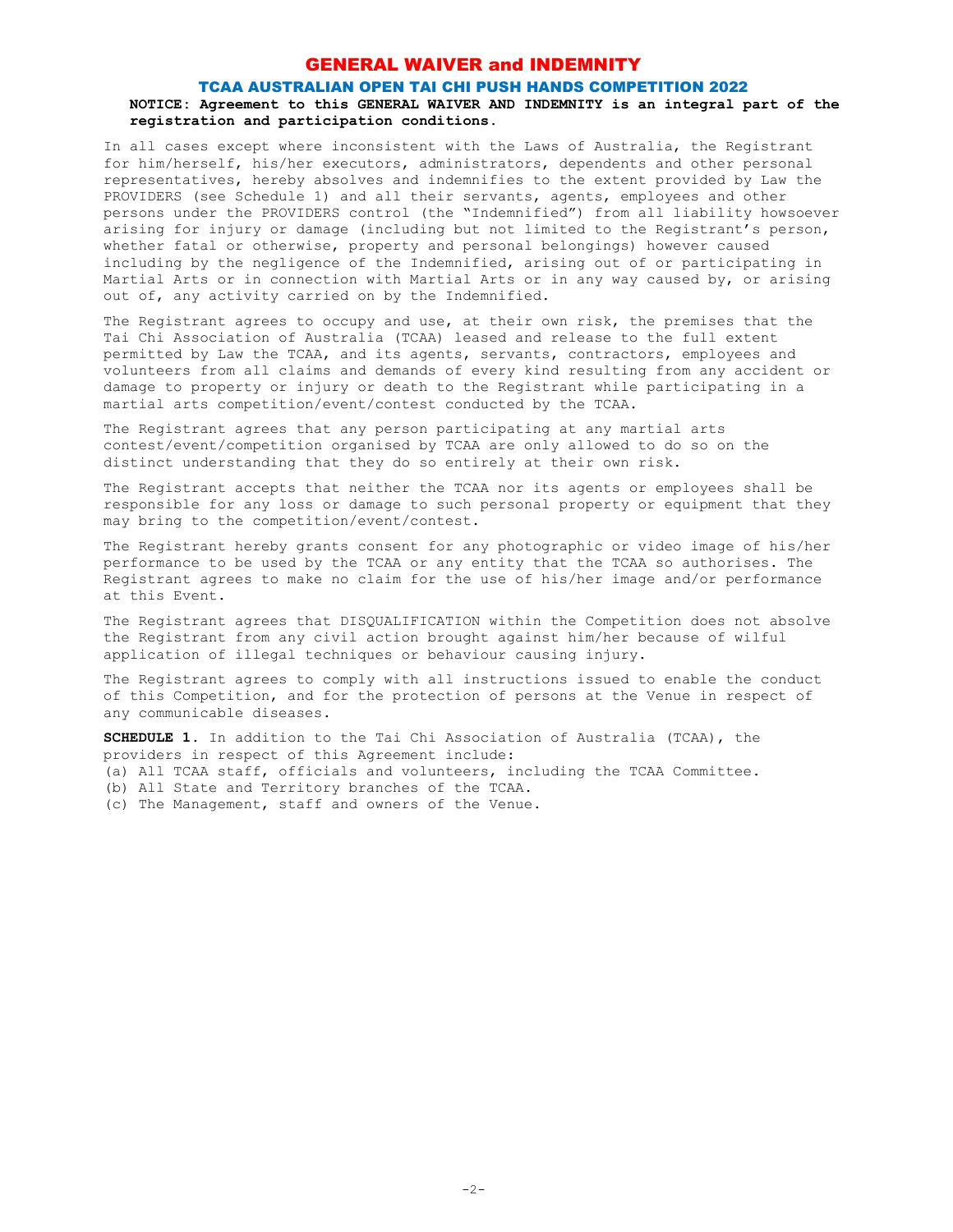# GENERAL WAIVER and INDEMNITY

## TCAA AUSTRALIAN OPEN TAI CHI PUSH HANDS COMPETITION 2022

**NOTICE: Agreement to this GENERAL WAIVER AND INDEMNITY is an integral part of the registration and participation conditions.**

In all cases except where inconsistent with the Laws of Australia, the Registrant for him/herself, his/her executors, administrators, dependents and other personal representatives, hereby absolves and indemnifies to the extent provided by Law the PROVIDERS (see Schedule 1) and all their servants, agents, employees and other persons under the PROVIDERS control (the "Indemnified") from all liability howsoever arising for injury or damage (including but not limited to the Registrant's person, whether fatal or otherwise, property and personal belongings) however caused including by the negligence of the Indemnified, arising out of or participating in Martial Arts or in connection with Martial Arts or in any way caused by, or arising out of, any activity carried on by the Indemnified.

The Registrant agrees to occupy and use, at their own risk, the premises that the Tai Chi Association of Australia (TCAA) leased and release to the full extent permitted by Law the TCAA, and its agents, servants, contractors, employees and volunteers from all claims and demands of every kind resulting from any accident or damage to property or injury or death to the Registrant while participating in a martial arts competition/event/contest conducted by the TCAA.

The Registrant agrees that any person participating at any martial arts contest/event/competition organised by TCAA are only allowed to do so on the distinct understanding that they do so entirely at their own risk.

The Registrant accepts that neither the TCAA nor its agents or employees shall be responsible for any loss or damage to such personal property or equipment that they may bring to the competition/event/contest.

The Registrant hereby grants consent for any photographic or video image of his/her performance to be used by the TCAA or any entity that the TCAA so authorises. The Registrant agrees to make no claim for the use of his/her image and/or performance at this Event.

The Registrant agrees that DISQUALIFICATION within the Competition does not absolve the Registrant from any civil action brought against him/her because of wilful application of illegal techniques or behaviour causing injury.

The Registrant agrees to comply with all instructions issued to enable the conduct of this Competition, and for the protection of persons at the Venue in respect of any communicable diseases.

**SCHEDULE 1.** In addition to the Tai Chi Association of Australia (TCAA), the providers in respect of this Agreement include:

(a) All TCAA staff, officials and volunteers, including the TCAA Committee.
(b) All State and Territory branches of the TCAA.
(c) The Management, staff and owners of the Venue.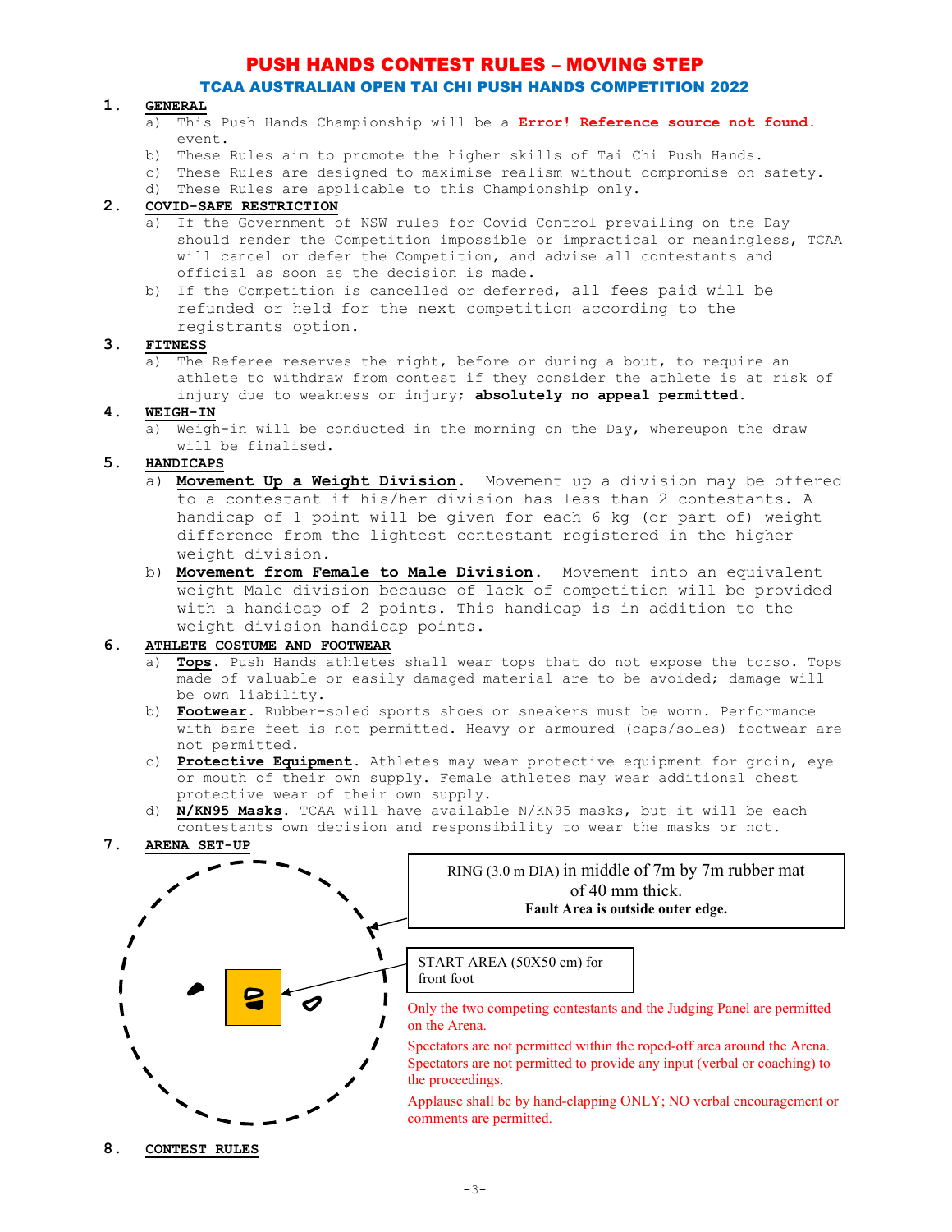# PUSH HANDS CONTEST RULES – MOVING STEP

## TCAA AUSTRALIAN OPEN TAI CHI PUSH HANDS COMPETITION 2022

**1. GENERAL**

a) This Push Hands Championship will be a **Error! Reference source not found.** event.

b) These Rules aim to promote the higher skills of Tai Chi Push Hands.

c) These Rules are designed to maximise realism without compromise on safety.

d) These Rules are applicable to this Championship only.

**2. COVID-SAFE RESTRICTION**

a) If the Government of NSW rules for Covid Control prevailing on the Day should render the Competition impossible or impractical or meaningless, TCAA will cancel or defer the Competition, and advise all contestants and official as soon as the decision is made.

b) If the Competition is cancelled or deferred, all fees paid will be refunded or held for the next competition according to the registrants option.

**3. FITNESS**

a) The Referee reserves the right, before or during a bout, to require an athlete to withdraw from contest if they consider the athlete is at risk of injury due to weakness or injury; **absolutely no appeal permitted**.

**4. WEIGH-IN**

a) Weigh-in will be conducted in the morning on the Day, whereupon the draw will be finalised.

**5. HANDICAPS**

a) **Movement Up a Weight Division**. Movement up a division may be offered to a contestant if his/her division has less than 2 contestants. A handicap of 1 point will be given for each 6 kg (or part of) weight difference from the lightest contestant registered in the higher weight division.

b) **Movement from Female to Male Division**. Movement into an equivalent weight Male division because of lack of competition will be provided with a handicap of 2 points. This handicap is in addition to the weight division handicap points.

**6. ATHLETE COSTUME AND FOOTWEAR**

a) **Tops**. Push Hands athletes shall wear tops that do not expose the torso. Tops made of valuable or easily damaged material are to be avoided; damage will be own liability.

b) **Footwear**. Rubber-soled sports shoes or sneakers must be worn. Performance with bare feet is not permitted. Heavy or armoured (caps/soles) footwear are not permitted.

c) **Protective Equipment**. Athletes may wear protective equipment for groin, eye or mouth of their own supply. Female athletes may wear additional chest protective wear of their own supply.

d) **N/KN95 Masks**. TCAA will have available N/KN95 masks, but it will be each contestants own decision and responsibility to wear the masks or not.

**7. ARENA SET-UP**

RING (3.0 m DIA) in middle of 7m by 7m rubber mat of 40 mm thick.
**Fault Area is outside outer edge.**

START AREA (50X50 cm) for front foot

Only the two competing contestants and the Judging Panel are permitted on the Arena.

Spectators are not permitted within the roped-off area around the Arena. Spectators are not permitted to provide any input (verbal or coaching) to the proceedings.

Applause shall be by hand-clapping ONLY; NO verbal encouragement or comments are permitted.

**8. CONTEST RULES**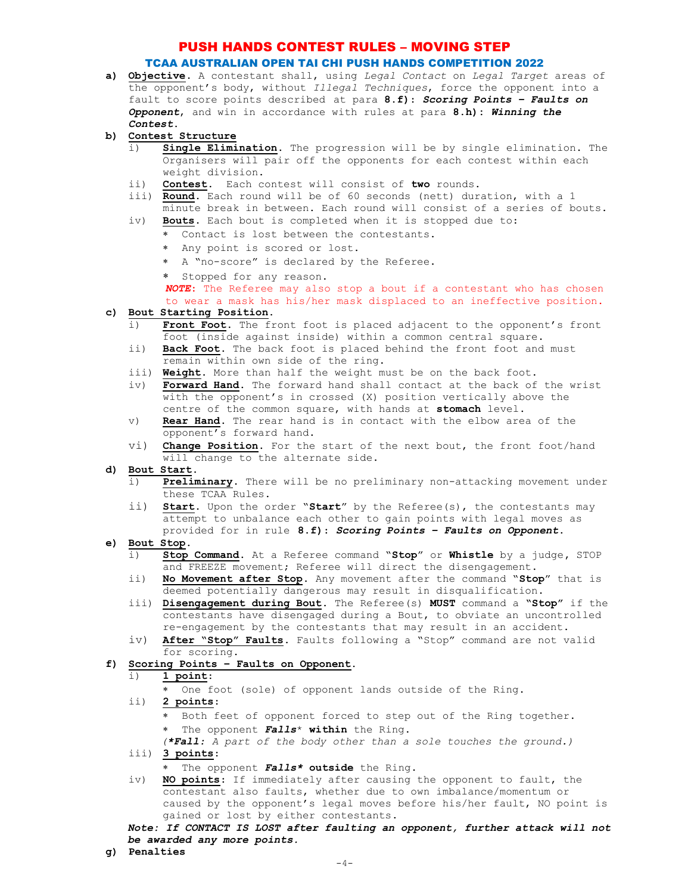# PUSH HANDS CONTEST RULES – MOVING STEP

## TCAA AUSTRALIAN OPEN TAI CHI PUSH HANDS COMPETITION 2022

**a) Objective**. A contestant shall, using *Legal Contact* on *Legal Target* areas of the opponent's body, without *Illegal Techniques*, force the opponent into a fault to score points described at para **8.f): *Scoring Points – Faults on Opponent***, and win in accordance with rules at para **8.h): *Winning the Contest***.

**b) Contest Structure**

- i) **Single Elimination**. The progression will be by single elimination. The Organisers will pair off the opponents for each contest within each weight division.
- ii) **Contest**. Each contest will consist of **two** rounds.
- iii) **Round**. Each round will be of 60 seconds (nett) duration, with a 1 minute break in between. Each round will consist of a series of bouts.
- iv) **Bouts**. Each bout is completed when it is stopped due to:
  - * Contact is lost between the contestants.
  - * Any point is scored or lost.
  - * A "no-score" is declared by the Referee.
  - * Stopped for any reason.

  ***NOTE***: The Referee may also stop a bout if a contestant who has chosen to wear a mask has his/her mask displaced to an ineffective position.

**c) Bout Starting Position**.

- i) **Front Foot**. The front foot is placed adjacent to the opponent's front foot (inside against inside) within a common central square.
- ii) **Back Foot**. The back foot is placed behind the front foot and must remain within own side of the ring.
- iii) **Weight**. More than half the weight must be on the back foot.
- iv) **Forward Hand**. The forward hand shall contact at the back of the wrist with the opponent's in crossed (X) position vertically above the centre of the common square, with hands at **stomach** level.
- v) **Rear Hand**. The rear hand is in contact with the elbow area of the opponent's forward hand.
- vi) **Change Position**. For the start of the next bout, the front foot/hand will change to the alternate side.

**d) Bout Start**.

- i) **Preliminary**. There will be no preliminary non-attacking movement under these TCAA Rules.
- ii) **Start**. Upon the order "**Start**" by the Referee(s), the contestants may attempt to unbalance each other to gain points with legal moves as provided for in rule **8.f): *Scoring Points – Faults on Opponent***.

**e) Bout Stop**.

- i) **Stop Command**. At a Referee command "**Stop**" or **Whistle** by a judge, STOP and FREEZE movement; Referee will direct the disengagement.
- ii) **No Movement after Stop**. Any movement after the command "**Stop**" that is deemed potentially dangerous may result in disqualification.
- iii) **Disengagement during Bout**. The Referee(s) **MUST** command a "**Stop**" if the contestants have disengaged during a Bout, to obviate an uncontrolled re-engagement by the contestants that may result in an accident.
- iv) **After "Stop" Faults**. Faults following a "Stop" command are not valid for scoring.

**f) Scoring Points – Faults on Opponent**.

- i) **1 point**:
  - * One foot (sole) of opponent lands outside of the Ring.
- ii) **2 points**:
  - * Both feet of opponent forced to step out of the Ring together.
  - * The opponent ***Falls**** **within** the Ring.

  *(**\*Fall:** A part of the body other than a sole touches the ground.)*
- iii) **3 points**:
  - * The opponent ***Falls**** **outside** the Ring.
- iv) **NO points**: If immediately after causing the opponent to fault, the contestant also faults, whether due to own imbalance/momentum or caused by the opponent's legal moves before his/her fault, NO point is gained or lost by either contestants.

***Note: If CONTACT IS LOST after faulting an opponent, further attack will not be awarded any more points.***

**g) Penalties**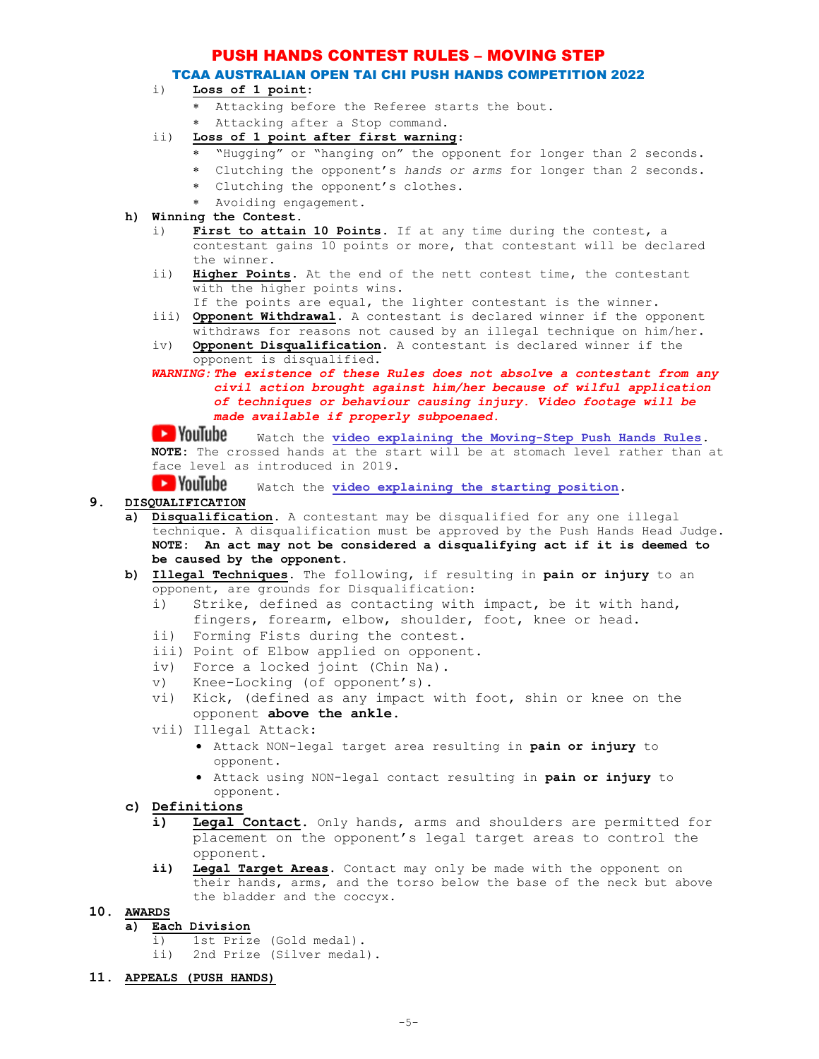i) **Loss of 1 point**:
   * Attacking before the Referee starts the bout.
   * Attacking after a Stop command.

ii) **Loss of 1 point after first warning**:
   * "Hugging" or "hanging on" the opponent for longer than 2 seconds.
   * Clutching the opponent's *hands or arms* for longer than 2 seconds.
   * Clutching the opponent's clothes.
   * Avoiding engagement.

**h) Winning the Contest.**

i) **First to attain 10 Points**. If at any time during the contest, a contestant gains 10 points or more, that contestant will be declared the winner.

ii) **Higher Points**. At the end of the nett contest time, the contestant with the higher points wins.
If the points are equal, the lighter contestant is the winner.

iii) **Opponent Withdrawal**. A contestant is declared winner if the opponent withdraws for reasons not caused by an illegal technique on him/her.

iv) **Opponent Disqualification**. A contestant is declared winner if the opponent is disqualified.

***WARNING: The existence of these Rules does not absolve a contestant from any civil action brought against him/her because of wilful application of techniques or behaviour causing injury. Video footage will be made available if properly subpoenaed.***

YouTube Watch the **video explaining the Moving-Step Push Hands Rules**.
**NOTE**: The crossed hands at the start will be at stomach level rather than at face level as introduced in 2019.

YouTube Watch the **video explaining the starting position**.

## 9. DISQUALIFICATION

**a) Disqualification**. A contestant may be disqualified for any one illegal technique. A disqualification must be approved by the Push Hands Head Judge.
**NOTE: An act may not be considered a disqualifying act if it is deemed to be caused by the opponent.**

**b) Illegal Techniques**. The following, if resulting in **pain or injury** to an opponent, are grounds for Disqualification:

i) Strike, defined as contacting with impact, be it with hand, fingers, forearm, elbow, shoulder, foot, knee or head.
ii) Forming Fists during the contest.
iii) Point of Elbow applied on opponent.
iv) Force a locked joint (Chin Na).
v) Knee-Locking (of opponent's).
vi) Kick, (defined as any impact with foot, shin or knee on the opponent **above the ankle**.
vii) Illegal Attack:
   - Attack NON-legal target area resulting in **pain or injury** to opponent.
   - Attack using NON-legal contact resulting in **pain or injury** to opponent.

**c) Definitions**

**i) Legal Contact**. Only hands, arms and shoulders are permitted for placement on the opponent's legal target areas to control the opponent.

**ii) Legal Target Areas**. Contact may only be made with the opponent on their hands, arms, and the torso below the base of the neck but above the bladder and the coccyx.

## 10. AWARDS

**a) Each Division**

i) 1st Prize (Gold medal).
ii) 2nd Prize (Silver medal).

## 11. APPEALS (PUSH HANDS)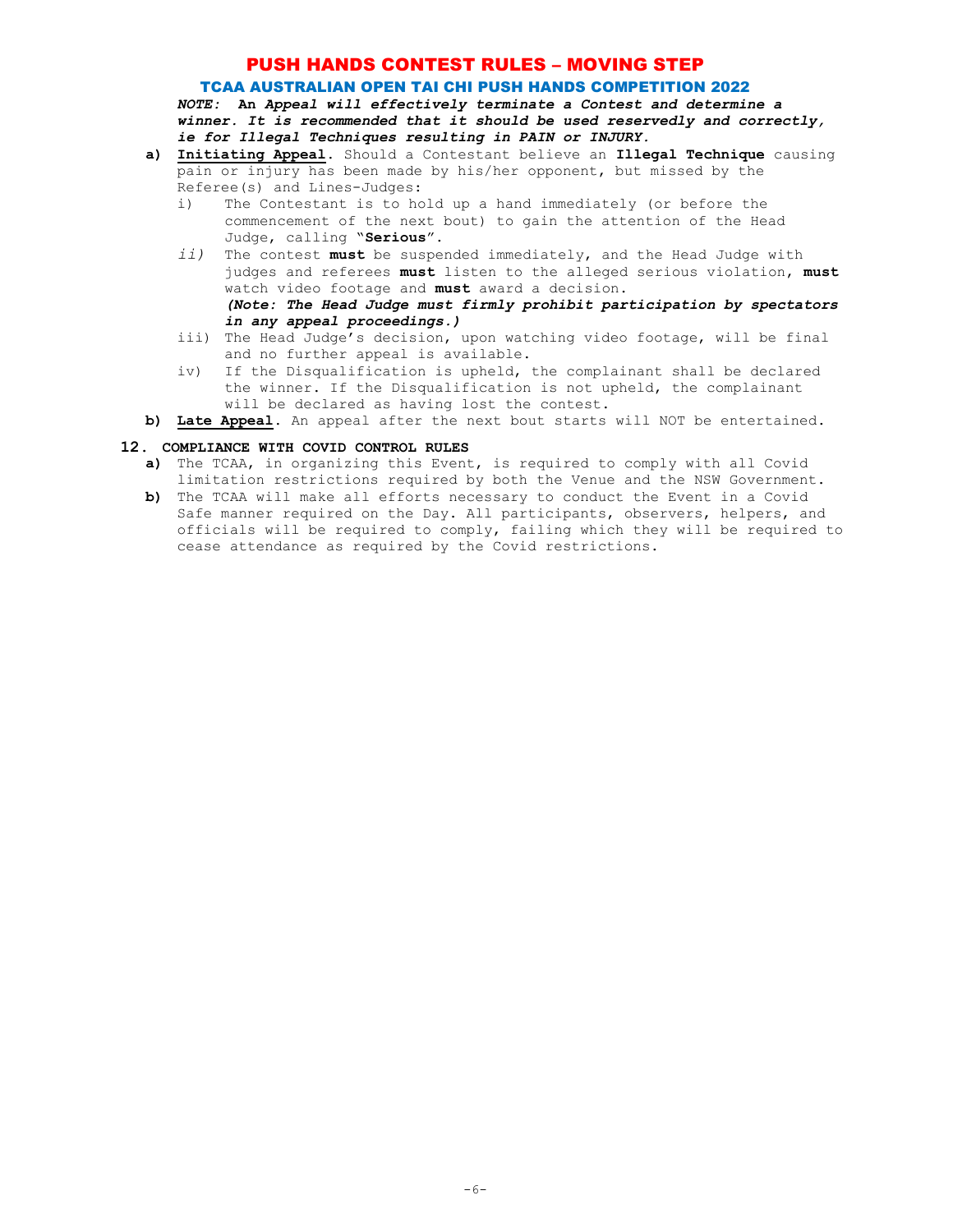# PUSH HANDS CONTEST RULES – MOVING STEP

## TCAA AUSTRALIAN OPEN TAI CHI PUSH HANDS COMPETITION 2022

***NOTE:* An *Appeal will effectively terminate a Contest and determine a winner. It is recommended that it should be used reservedly and correctly, ie for Illegal Techniques resulting in PAIN or INJURY.***

**a)** **Initiating Appeal**. Should a Contestant believe an **Illegal Technique** causing pain or injury has been made by his/her opponent, but missed by the Referee(s) and Lines-Judges:

i) The Contestant is to hold up a hand immediately (or before the commencement of the next bout) to gain the attention of the Head Judge, calling "**Serious**".

*ii)* The contest **must** be suspended immediately, and the Head Judge with judges and referees **must** listen to the alleged serious violation, **must** watch video footage and **must** award a decision.
***(Note: The Head Judge must firmly prohibit participation by spectators in any appeal proceedings.)***

iii) The Head Judge's decision, upon watching video footage, will be final and no further appeal is available.

iv) If the Disqualification is upheld, the complainant shall be declared the winner. If the Disqualification is not upheld, the complainant will be declared as having lost the contest.

**b)** **Late Appeal**. An appeal after the next bout starts will NOT be entertained.

### 12. COMPLIANCE WITH COVID CONTROL RULES

**a)** The TCAA, in organizing this Event, is required to comply with all Covid limitation restrictions required by both the Venue and the NSW Government.

**b)** The TCAA will make all efforts necessary to conduct the Event in a Covid Safe manner required on the Day. All participants, observers, helpers, and officials will be required to comply, failing which they will be required to cease attendance as required by the Covid restrictions.